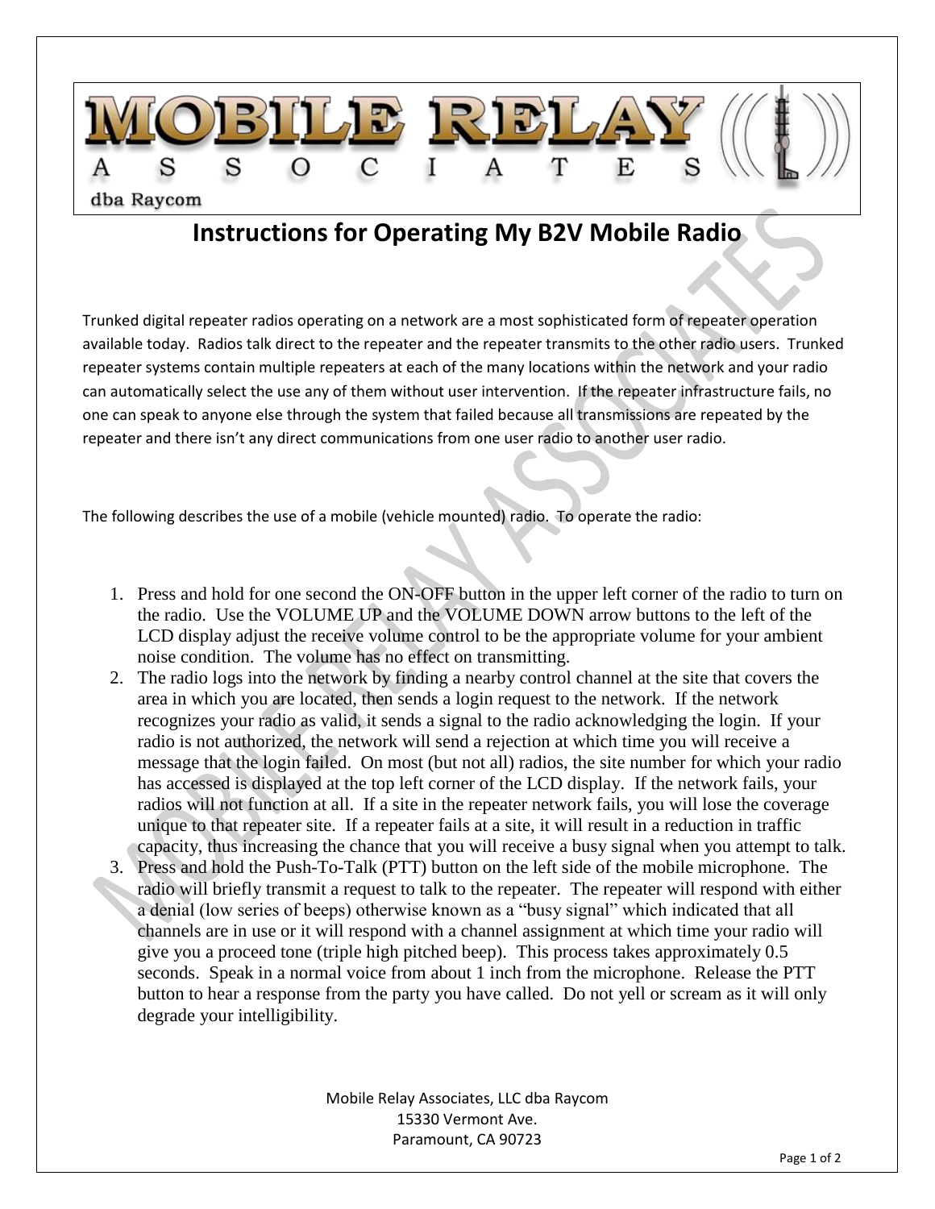**MOBILE RELAY ASSOCIATES**

dba Raycom

# Instructions for Operating My B2V Mobile Radio

Trunked digital repeater radios operating on a network are a most sophisticated form of repeater operation available today. Radios talk direct to the repeater and the repeater transmits to the other radio users. Trunked repeater systems contain multiple repeaters at each of the many locations within the network and your radio can automatically select the use any of them without user intervention. If the repeater infrastructure fails, no one can speak to anyone else through the system that failed because all transmissions are repeated by the repeater and there isn't any direct communications from one user radio to another user radio.

The following describes the use of a mobile (vehicle mounted) radio. To operate the radio:

1. Press and hold for one second the ON-OFF button in the upper left corner of the radio to turn on the radio. Use the VOLUME UP and the VOLUME DOWN arrow buttons to the left of the LCD display adjust the receive volume control to be the appropriate volume for your ambient noise condition. The volume has no effect on transmitting.
2. The radio logs into the network by finding a nearby control channel at the site that covers the area in which you are located, then sends a login request to the network. If the network recognizes your radio as valid, it sends a signal to the radio acknowledging the login. If your radio is not authorized, the network will send a rejection at which time you will receive a message that the login failed. On most (but not all) radios, the site number for which your radio has accessed is displayed at the top left corner of the LCD display. If the network fails, your radios will not function at all. If a site in the repeater network fails, you will lose the coverage unique to that repeater site. If a repeater fails at a site, it will result in a reduction in traffic capacity, thus increasing the chance that you will receive a busy signal when you attempt to talk.
3. Press and hold the Push-To-Talk (PTT) button on the left side of the mobile microphone. The radio will briefly transmit a request to talk to the repeater. The repeater will respond with either a denial (low series of beeps) otherwise known as a "busy signal" which indicated that all channels are in use or it will respond with a channel assignment at which time your radio will give you a proceed tone (triple high pitched beep). This process takes approximately 0.5 seconds. Speak in a normal voice from about 1 inch from the microphone. Release the PTT button to hear a response from the party you have called. Do not yell or scream as it will only degrade your intelligibility.

Mobile Relay Associates, LLC dba Raycom
15330 Vermont Ave.
Paramount, CA 90723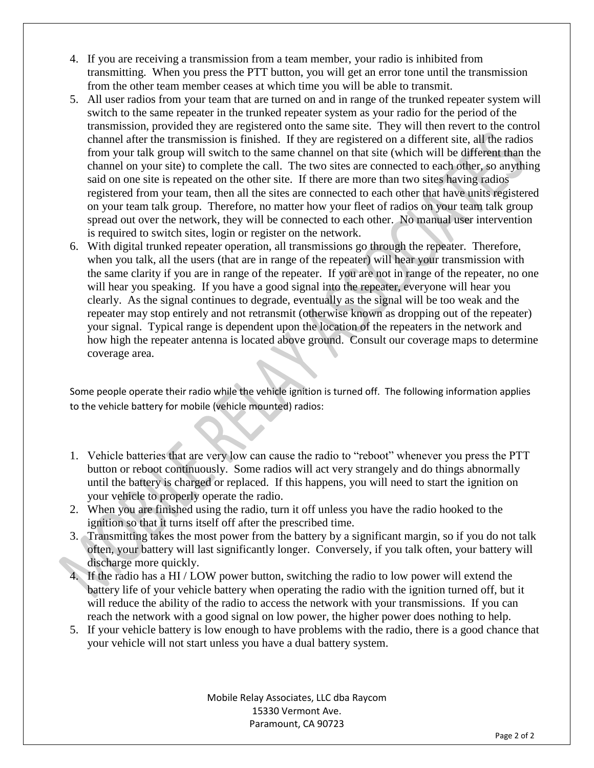4. If you are receiving a transmission from a team member, your radio is inhibited from transmitting. When you press the PTT button, you will get an error tone until the transmission from the other team member ceases at which time you will be able to transmit.
5. All user radios from your team that are turned on and in range of the trunked repeater system will switch to the same repeater in the trunked repeater system as your radio for the period of the transmission, provided they are registered onto the same site. They will then revert to the control channel after the transmission is finished. If they are registered on a different site, all the radios from your talk group will switch to the same channel on that site (which will be different than the channel on your site) to complete the call. The two sites are connected to each other, so anything said on one site is repeated on the other site. If there are more than two sites having radios registered from your team, then all the sites are connected to each other that have units registered on your team talk group. Therefore, no matter how your fleet of radios on your team talk group spread out over the network, they will be connected to each other. No manual user intervention is required to switch sites, login or register on the network.
6. With digital trunked repeater operation, all transmissions go through the repeater. Therefore, when you talk, all the users (that are in range of the repeater) will hear your transmission with the same clarity if you are in range of the repeater. If you are not in range of the repeater, no one will hear you speaking. If you have a good signal into the repeater, everyone will hear you clearly. As the signal continues to degrade, eventually as the signal will be too weak and the repeater may stop entirely and not retransmit (otherwise known as dropping out of the repeater) your signal. Typical range is dependent upon the location of the repeaters in the network and how high the repeater antenna is located above ground. Consult our coverage maps to determine coverage area.

Some people operate their radio while the vehicle ignition is turned off. The following information applies to the vehicle battery for mobile (vehicle mounted) radios:

1. Vehicle batteries that are very low can cause the radio to "reboot" whenever you press the PTT button or reboot continuously. Some radios will act very strangely and do things abnormally until the battery is charged or replaced. If this happens, you will need to start the ignition on your vehicle to properly operate the radio.
2. When you are finished using the radio, turn it off unless you have the radio hooked to the ignition so that it turns itself off after the prescribed time.
3. Transmitting takes the most power from the battery by a significant margin, so if you do not talk often, your battery will last significantly longer. Conversely, if you talk often, your battery will discharge more quickly.
4. If the radio has a HI / LOW power button, switching the radio to low power will extend the battery life of your vehicle battery when operating the radio with the ignition turned off, but it will reduce the ability of the radio to access the network with your transmissions. If you can reach the network with a good signal on low power, the higher power does nothing to help.
5. If your vehicle battery is low enough to have problems with the radio, there is a good chance that your vehicle will not start unless you have a dual battery system.

Mobile Relay Associates, LLC dba Raycom
15330 Vermont Ave.
Paramount, CA 90723